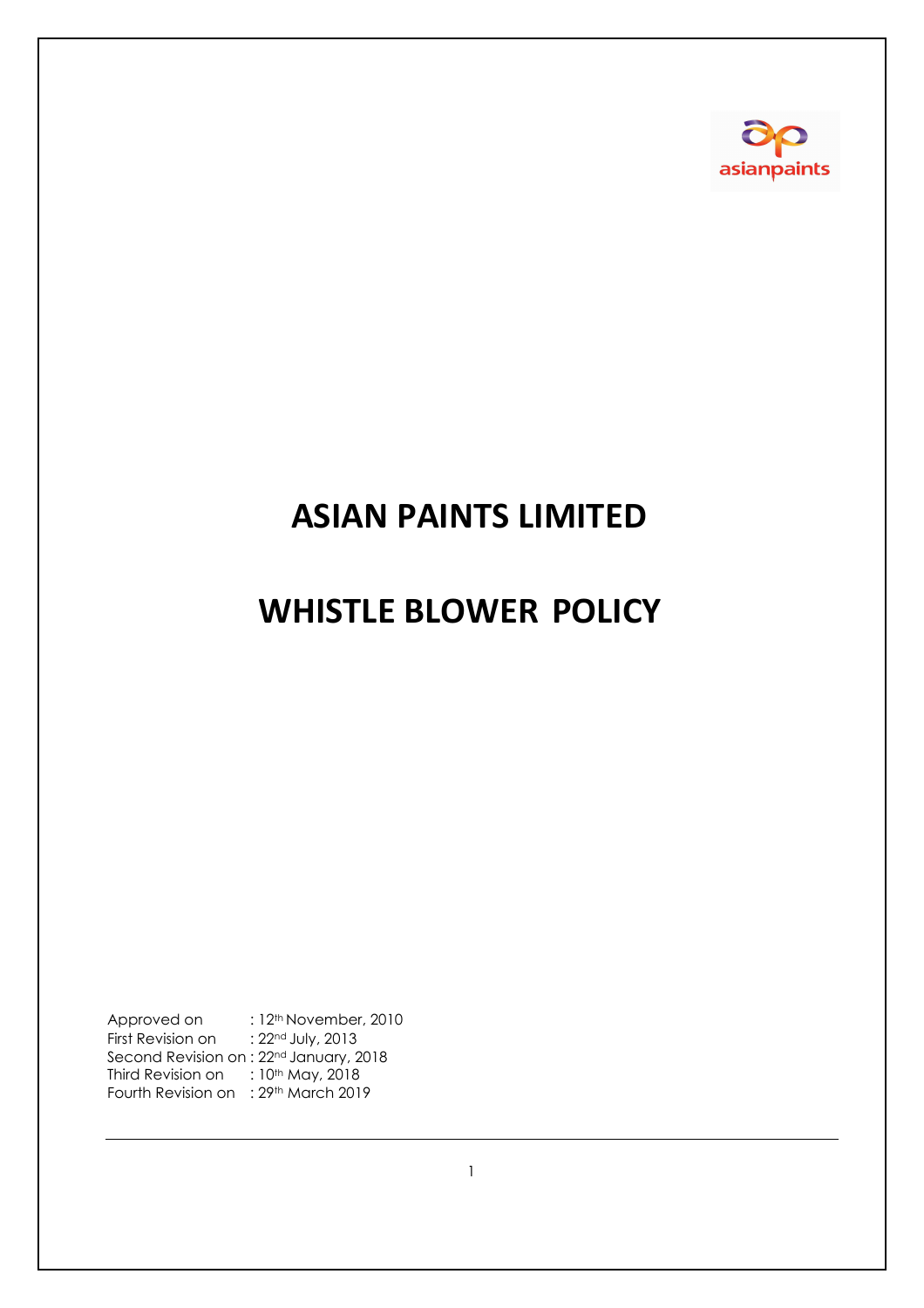# ASIAN PAINTS LIMITED

# WHISTLE BLOWER POLICY

Approved on : 12th November, 2010
First Revision on : 22nd July, 2013
Second Revision on : 22nd January, 2018
Third Revision on : 10th May, 2018
Fourth Revision on : 29th March 2019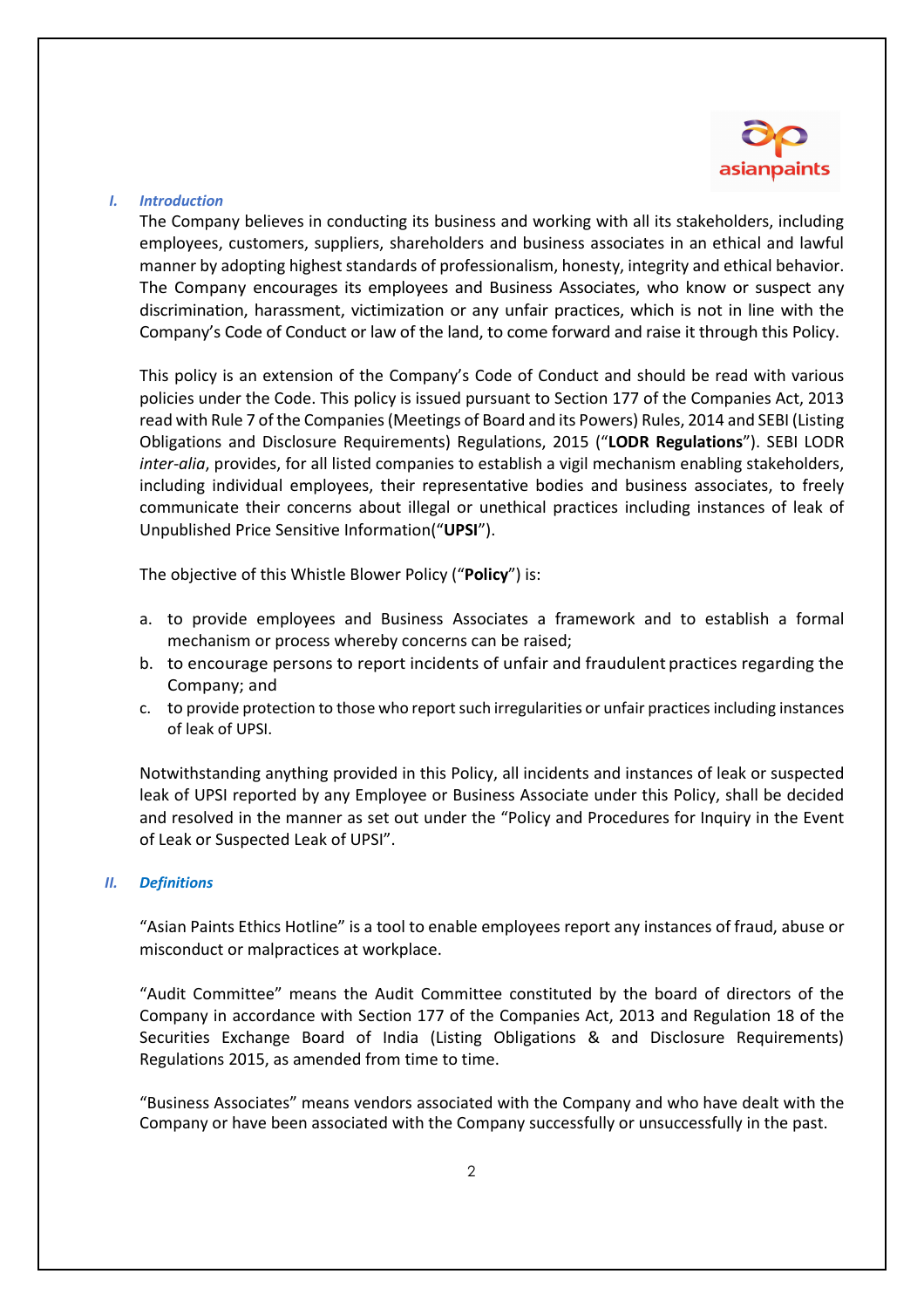## *I. Introduction*

The Company believes in conducting its business and working with all its stakeholders, including employees, customers, suppliers, shareholders and business associates in an ethical and lawful manner by adopting highest standards of professionalism, honesty, integrity and ethical behavior. The Company encourages its employees and Business Associates, who know or suspect any discrimination, harassment, victimization or any unfair practices, which is not in line with the Company's Code of Conduct or law of the land, to come forward and raise it through this Policy.

This policy is an extension of the Company's Code of Conduct and should be read with various policies under the Code. This policy is issued pursuant to Section 177 of the Companies Act, 2013 read with Rule 7 of the Companies (Meetings of Board and its Powers) Rules, 2014 and SEBI (Listing Obligations and Disclosure Requirements) Regulations, 2015 ("**LODR Regulations**"). SEBI LODR *inter-alia*, provides, for all listed companies to establish a vigil mechanism enabling stakeholders, including individual employees, their representative bodies and business associates, to freely communicate their concerns about illegal or unethical practices including instances of leak of Unpublished Price Sensitive Information("**UPSI**").

The objective of this Whistle Blower Policy ("**Policy**") is:

a. to provide employees and Business Associates a framework and to establish a formal mechanism or process whereby concerns can be raised;
b. to encourage persons to report incidents of unfair and fraudulent practices regarding the Company; and
c. to provide protection to those who report such irregularities or unfair practices including instances of leak of UPSI.

Notwithstanding anything provided in this Policy, all incidents and instances of leak or suspected leak of UPSI reported by any Employee or Business Associate under this Policy, shall be decided and resolved in the manner as set out under the "Policy and Procedures for Inquiry in the Event of Leak or Suspected Leak of UPSI".

## *II. Definitions*

"Asian Paints Ethics Hotline" is a tool to enable employees report any instances of fraud, abuse or misconduct or malpractices at workplace.

"Audit Committee" means the Audit Committee constituted by the board of directors of the Company in accordance with Section 177 of the Companies Act, 2013 and Regulation 18 of the Securities Exchange Board of India (Listing Obligations & and Disclosure Requirements) Regulations 2015, as amended from time to time.

"Business Associates" means vendors associated with the Company and who have dealt with the Company or have been associated with the Company successfully or unsuccessfully in the past.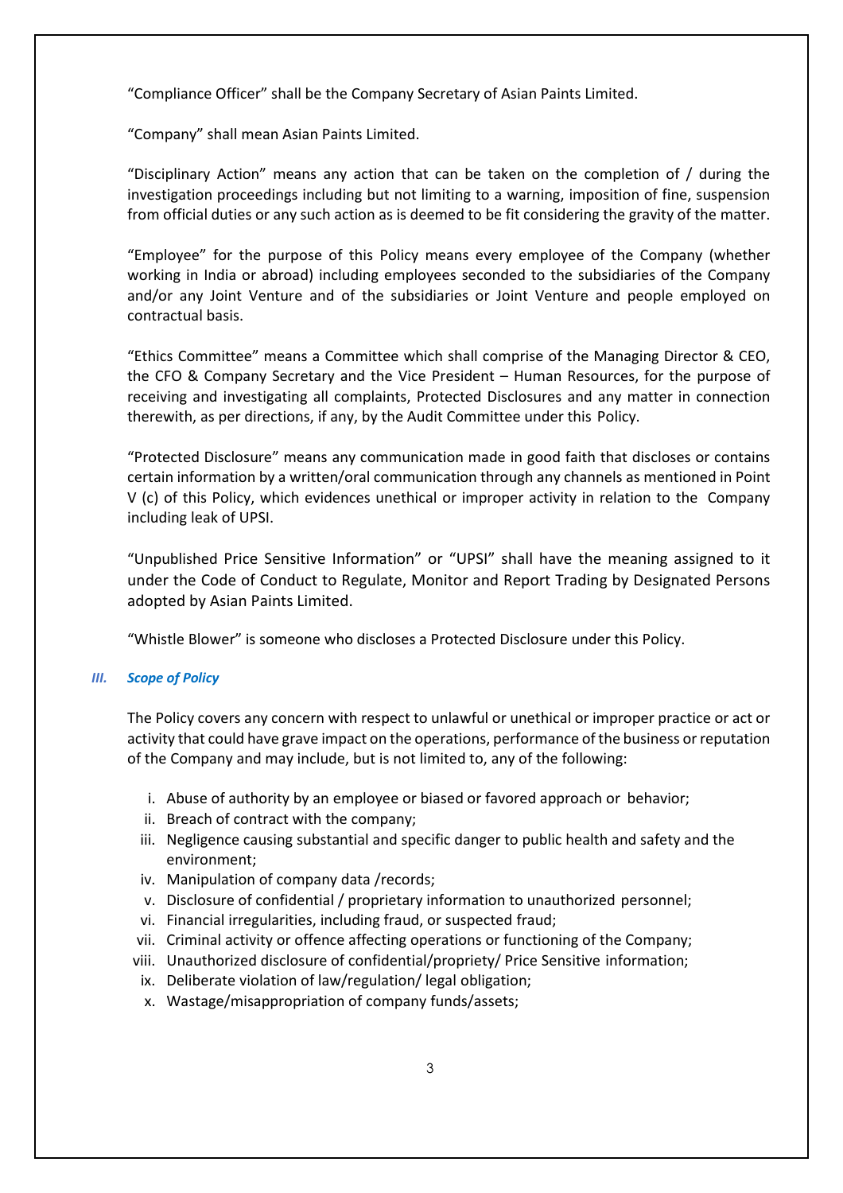"Compliance Officer" shall be the Company Secretary of Asian Paints Limited.

"Company" shall mean Asian Paints Limited.

"Disciplinary Action" means any action that can be taken on the completion of / during the investigation proceedings including but not limiting to a warning, imposition of fine, suspension from official duties or any such action as is deemed to be fit considering the gravity of the matter.

"Employee" for the purpose of this Policy means every employee of the Company (whether working in India or abroad) including employees seconded to the subsidiaries of the Company and/or any Joint Venture and of the subsidiaries or Joint Venture and people employed on contractual basis.

"Ethics Committee" means a Committee which shall comprise of the Managing Director & CEO, the CFO & Company Secretary and the Vice President – Human Resources, for the purpose of receiving and investigating all complaints, Protected Disclosures and any matter in connection therewith, as per directions, if any, by the Audit Committee under this Policy.

"Protected Disclosure" means any communication made in good faith that discloses or contains certain information by a written/oral communication through any channels as mentioned in Point V (c) of this Policy, which evidences unethical or improper activity in relation to the Company including leak of UPSI.

"Unpublished Price Sensitive Information" or "UPSI" shall have the meaning assigned to it under the Code of Conduct to Regulate, Monitor and Report Trading by Designated Persons adopted by Asian Paints Limited.

"Whistle Blower" is someone who discloses a Protected Disclosure under this Policy.

### *III. Scope of Policy*

The Policy covers any concern with respect to unlawful or unethical or improper practice or act or activity that could have grave impact on the operations, performance of the business or reputation of the Company and may include, but is not limited to, any of the following:

i. Abuse of authority by an employee or biased or favored approach or behavior;
ii. Breach of contract with the company;
iii. Negligence causing substantial and specific danger to public health and safety and the environment;
iv. Manipulation of company data /records;
v. Disclosure of confidential / proprietary information to unauthorized personnel;
vi. Financial irregularities, including fraud, or suspected fraud;
vii. Criminal activity or offence affecting operations or functioning of the Company;
viii. Unauthorized disclosure of confidential/propriety/ Price Sensitive information;
ix. Deliberate violation of law/regulation/ legal obligation;
x. Wastage/misappropriation of company funds/assets;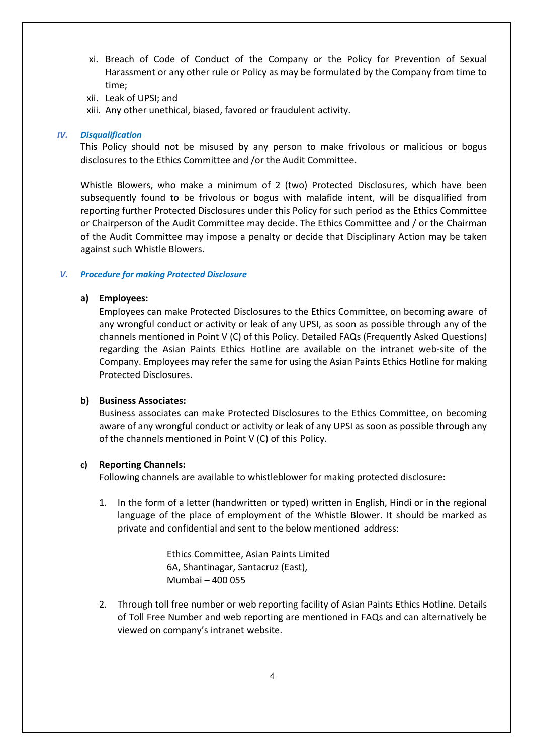xi. Breach of Code of Conduct of the Company or the Policy for Prevention of Sexual Harassment or any other rule or Policy as may be formulated by the Company from time to time;

xii. Leak of UPSI; and

xiii. Any other unethical, biased, favored or fraudulent activity.

### *IV. Disqualification*

This Policy should not be misused by any person to make frivolous or malicious or bogus disclosures to the Ethics Committee and /or the Audit Committee.

Whistle Blowers, who make a minimum of 2 (two) Protected Disclosures, which have been subsequently found to be frivolous or bogus with malafide intent, will be disqualified from reporting further Protected Disclosures under this Policy for such period as the Ethics Committee or Chairperson of the Audit Committee may decide. The Ethics Committee and / or the Chairman of the Audit Committee may impose a penalty or decide that Disciplinary Action may be taken against such Whistle Blowers.

### *V. Procedure for making Protected Disclosure*

**a) Employees:**

Employees can make Protected Disclosures to the Ethics Committee, on becoming aware of any wrongful conduct or activity or leak of any UPSI, as soon as possible through any of the channels mentioned in Point V (C) of this Policy. Detailed FAQs (Frequently Asked Questions) regarding the Asian Paints Ethics Hotline are available on the intranet web-site of the Company. Employees may refer the same for using the Asian Paints Ethics Hotline for making Protected Disclosures.

**b) Business Associates:**

Business associates can make Protected Disclosures to the Ethics Committee, on becoming aware of any wrongful conduct or activity or leak of any UPSI as soon as possible through any of the channels mentioned in Point V (C) of this Policy.

**c) Reporting Channels:**

Following channels are available to whistleblower for making protected disclosure:

1. In the form of a letter (handwritten or typed) written in English, Hindi or in the regional language of the place of employment of the Whistle Blower. It should be marked as private and confidential and sent to the below mentioned address:

   Ethics Committee, Asian Paints Limited
   6A, Shantinagar, Santacruz (East),
   Mumbai – 400 055

2. Through toll free number or web reporting facility of Asian Paints Ethics Hotline. Details of Toll Free Number and web reporting are mentioned in FAQs and can alternatively be viewed on company's intranet website.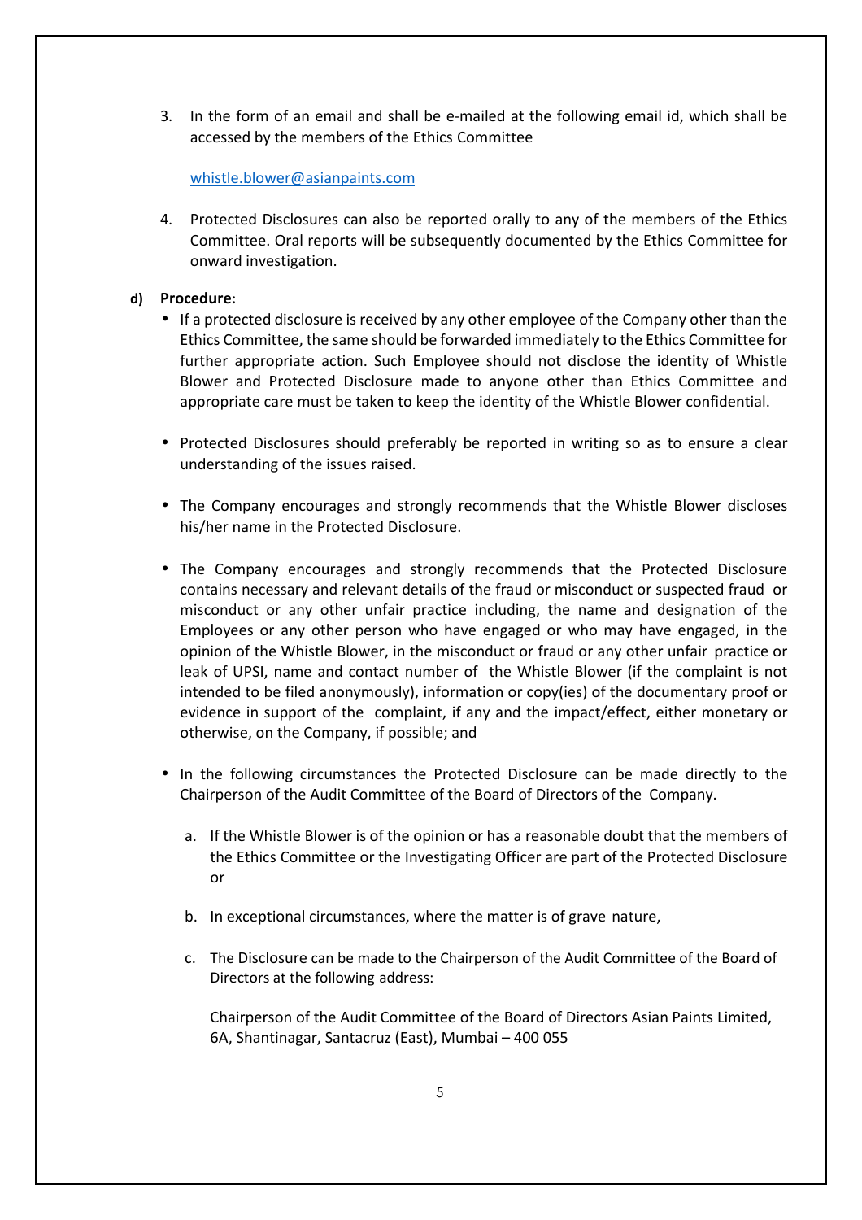3. In the form of an email and shall be e-mailed at the following email id, which shall be accessed by the members of the Ethics Committee

   whistle.blower@asianpaints.com

4. Protected Disclosures can also be reported orally to any of the members of the Ethics Committee. Oral reports will be subsequently documented by the Ethics Committee for onward investigation.

**d) Procedure:**

- If a protected disclosure is received by any other employee of the Company other than the Ethics Committee, the same should be forwarded immediately to the Ethics Committee for further appropriate action. Such Employee should not disclose the identity of Whistle Blower and Protected Disclosure made to anyone other than Ethics Committee and appropriate care must be taken to keep the identity of the Whistle Blower confidential.

- Protected Disclosures should preferably be reported in writing so as to ensure a clear understanding of the issues raised.

- The Company encourages and strongly recommends that the Whistle Blower discloses his/her name in the Protected Disclosure.

- The Company encourages and strongly recommends that the Protected Disclosure contains necessary and relevant details of the fraud or misconduct or suspected fraud or misconduct or any other unfair practice including, the name and designation of the Employees or any other person who have engaged or who may have engaged, in the opinion of the Whistle Blower, in the misconduct or fraud or any other unfair practice or leak of UPSI, name and contact number of the Whistle Blower (if the complaint is not intended to be filed anonymously), information or copy(ies) of the documentary proof or evidence in support of the complaint, if any and the impact/effect, either monetary or otherwise, on the Company, if possible; and

- In the following circumstances the Protected Disclosure can be made directly to the Chairperson of the Audit Committee of the Board of Directors of the Company.

  a. If the Whistle Blower is of the opinion or has a reasonable doubt that the members of the Ethics Committee or the Investigating Officer are part of the Protected Disclosure or

  b. In exceptional circumstances, where the matter is of grave nature,

  c. The Disclosure can be made to the Chairperson of the Audit Committee of the Board of Directors at the following address:

     Chairperson of the Audit Committee of the Board of Directors Asian Paints Limited, 6A, Shantinagar, Santacruz (East), Mumbai – 400 055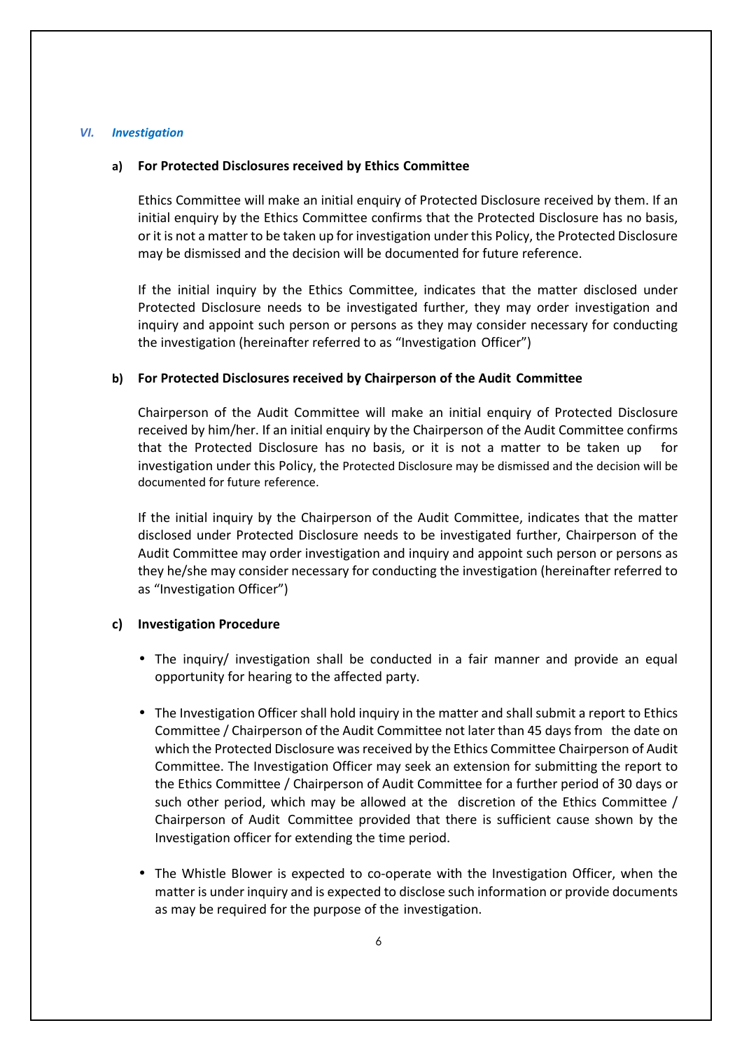## VI. *Investigation*

### a) For Protected Disclosures received by Ethics Committee

Ethics Committee will make an initial enquiry of Protected Disclosure received by them. If an initial enquiry by the Ethics Committee confirms that the Protected Disclosure has no basis, or it is not a matter to be taken up for investigation under this Policy, the Protected Disclosure may be dismissed and the decision will be documented for future reference.

If the initial inquiry by the Ethics Committee, indicates that the matter disclosed under Protected Disclosure needs to be investigated further, they may order investigation and inquiry and appoint such person or persons as they may consider necessary for conducting the investigation (hereinafter referred to as "Investigation Officer")

### b) For Protected Disclosures received by Chairperson of the Audit Committee

Chairperson of the Audit Committee will make an initial enquiry of Protected Disclosure received by him/her. If an initial enquiry by the Chairperson of the Audit Committee confirms that the Protected Disclosure has no basis, or it is not a matter to be taken up for investigation under this Policy, the Protected Disclosure may be dismissed and the decision will be documented for future reference.

If the initial inquiry by the Chairperson of the Audit Committee, indicates that the matter disclosed under Protected Disclosure needs to be investigated further, Chairperson of the Audit Committee may order investigation and inquiry and appoint such person or persons as they he/she may consider necessary for conducting the investigation (hereinafter referred to as "Investigation Officer")

### c) Investigation Procedure

- The inquiry/ investigation shall be conducted in a fair manner and provide an equal opportunity for hearing to the affected party.
- The Investigation Officer shall hold inquiry in the matter and shall submit a report to Ethics Committee / Chairperson of the Audit Committee not later than 45 days from the date on which the Protected Disclosure was received by the Ethics Committee Chairperson of Audit Committee. The Investigation Officer may seek an extension for submitting the report to the Ethics Committee / Chairperson of Audit Committee for a further period of 30 days or such other period, which may be allowed at the discretion of the Ethics Committee / Chairperson of Audit Committee provided that there is sufficient cause shown by the Investigation officer for extending the time period.
- The Whistle Blower is expected to co-operate with the Investigation Officer, when the matter is under inquiry and is expected to disclose such information or provide documents as may be required for the purpose of the investigation.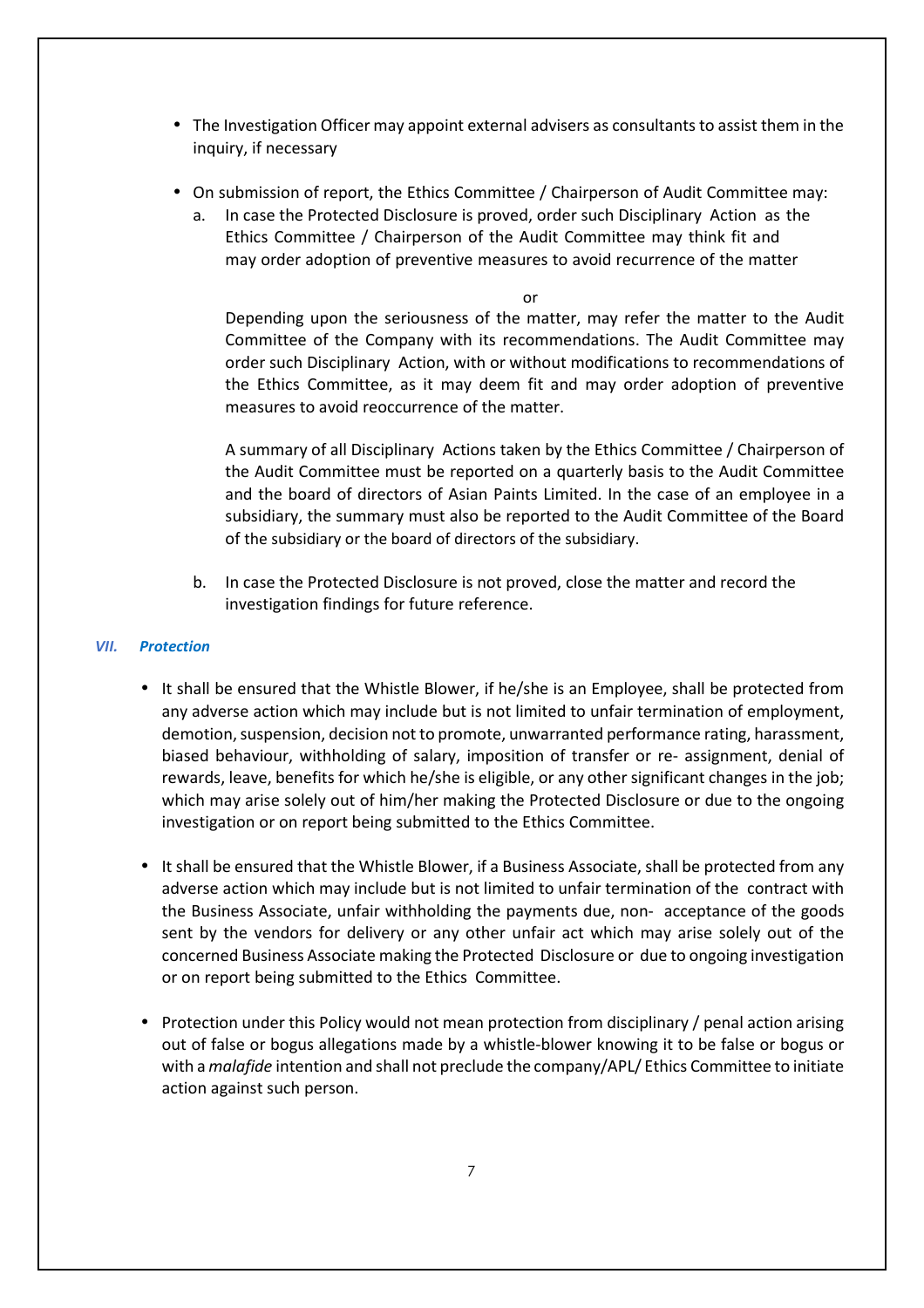- The Investigation Officer may appoint external advisers as consultants to assist them in the inquiry, if necessary

- On submission of report, the Ethics Committee / Chairperson of Audit Committee may:
  a. In case the Protected Disclosure is proved, order such Disciplinary Action as the Ethics Committee / Chairperson of the Audit Committee may think fit and may order adoption of preventive measures to avoid recurrence of the matter

     or

     Depending upon the seriousness of the matter, may refer the matter to the Audit Committee of the Company with its recommendations. The Audit Committee may order such Disciplinary Action, with or without modifications to recommendations of the Ethics Committee, as it may deem fit and may order adoption of preventive measures to avoid reoccurrence of the matter.

     A summary of all Disciplinary Actions taken by the Ethics Committee / Chairperson of the Audit Committee must be reported on a quarterly basis to the Audit Committee and the board of directors of Asian Paints Limited. In the case of an employee in a subsidiary, the summary must also be reported to the Audit Committee of the Board of the subsidiary or the board of directors of the subsidiary.

  b. In case the Protected Disclosure is not proved, close the matter and record the investigation findings for future reference.

### *VII. Protection*

- It shall be ensured that the Whistle Blower, if he/she is an Employee, shall be protected from any adverse action which may include but is not limited to unfair termination of employment, demotion, suspension, decision not to promote, unwarranted performance rating, harassment, biased behaviour, withholding of salary, imposition of transfer or re- assignment, denial of rewards, leave, benefits for which he/she is eligible, or any other significant changes in the job; which may arise solely out of him/her making the Protected Disclosure or due to the ongoing investigation or on report being submitted to the Ethics Committee.

- It shall be ensured that the Whistle Blower, if a Business Associate, shall be protected from any adverse action which may include but is not limited to unfair termination of the contract with the Business Associate, unfair withholding the payments due, non- acceptance of the goods sent by the vendors for delivery or any other unfair act which may arise solely out of the concerned Business Associate making the Protected Disclosure or due to ongoing investigation or on report being submitted to the Ethics Committee.

- Protection under this Policy would not mean protection from disciplinary / penal action arising out of false or bogus allegations made by a whistle-blower knowing it to be false or bogus or with a *malafide* intention and shall not preclude the company/APL/ Ethics Committee to initiate action against such person.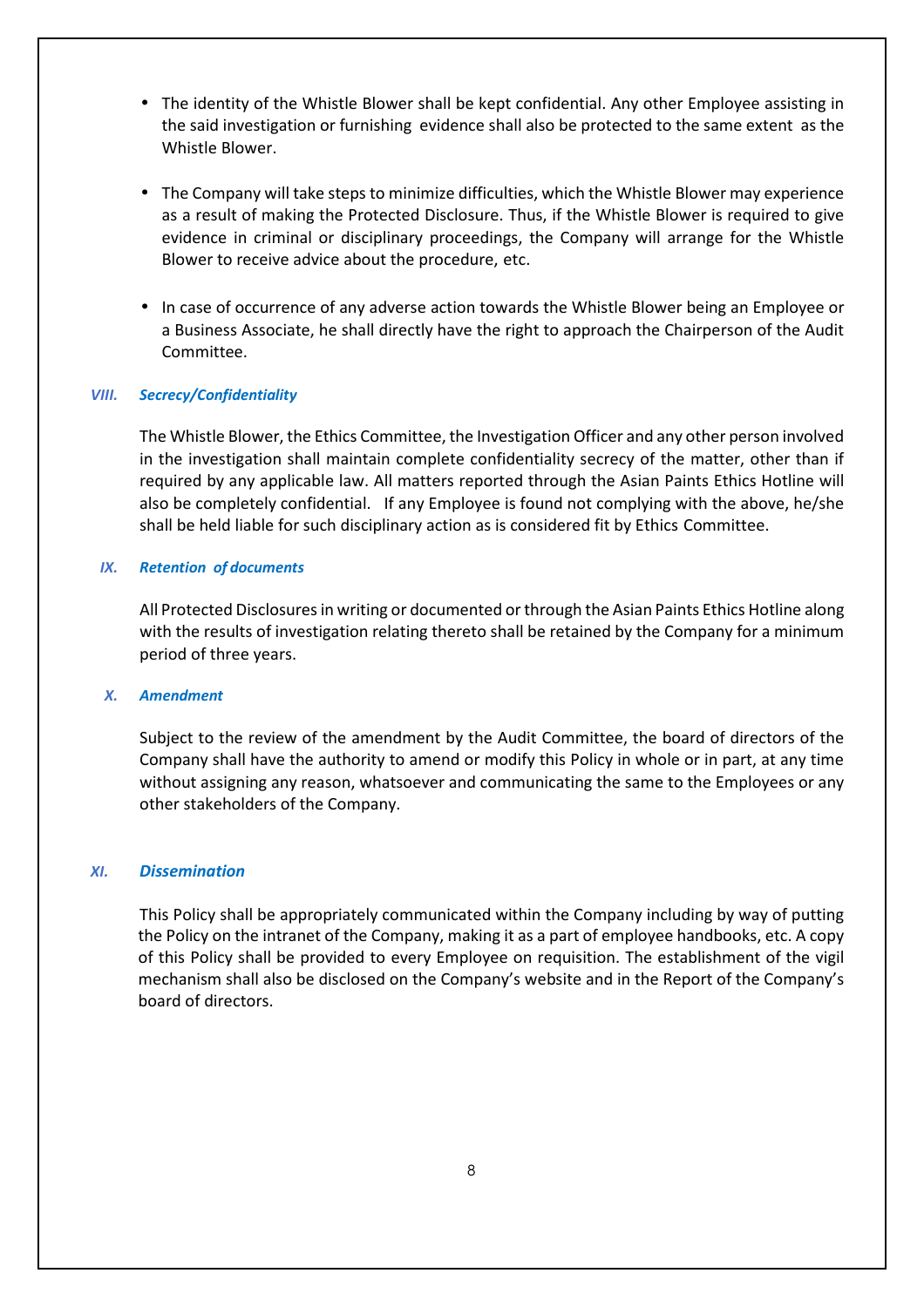- The identity of the Whistle Blower shall be kept confidential. Any other Employee assisting in the said investigation or furnishing evidence shall also be protected to the same extent as the Whistle Blower.

- The Company will take steps to minimize difficulties, which the Whistle Blower may experience as a result of making the Protected Disclosure. Thus, if the Whistle Blower is required to give evidence in criminal or disciplinary proceedings, the Company will arrange for the Whistle Blower to receive advice about the procedure, etc.

- In case of occurrence of any adverse action towards the Whistle Blower being an Employee or a Business Associate, he shall directly have the right to approach the Chairperson of the Audit Committee.

### *VIII. Secrecy/Confidentiality*

The Whistle Blower, the Ethics Committee, the Investigation Officer and any other person involved in the investigation shall maintain complete confidentiality secrecy of the matter, other than if required by any applicable law. All matters reported through the Asian Paints Ethics Hotline will also be completely confidential. If any Employee is found not complying with the above, he/she shall be held liable for such disciplinary action as is considered fit by Ethics Committee.

### *IX. Retention of documents*

All Protected Disclosures in writing or documented or through the Asian Paints Ethics Hotline along with the results of investigation relating thereto shall be retained by the Company for a minimum period of three years.

### *X. Amendment*

Subject to the review of the amendment by the Audit Committee, the board of directors of the Company shall have the authority to amend or modify this Policy in whole or in part, at any time without assigning any reason, whatsoever and communicating the same to the Employees or any other stakeholders of the Company.

### *XI. Dissemination*

This Policy shall be appropriately communicated within the Company including by way of putting the Policy on the intranet of the Company, making it as a part of employee handbooks, etc. A copy of this Policy shall be provided to every Employee on requisition. The establishment of the vigil mechanism shall also be disclosed on the Company's website and in the Report of the Company's board of directors.